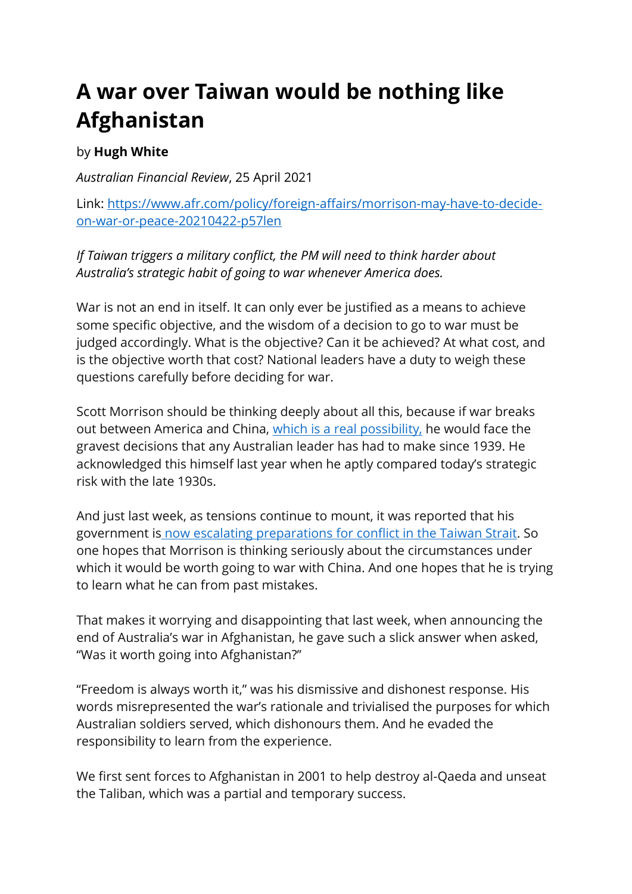# A war over Taiwan would be nothing like Afghanistan

by **Hugh White**

*Australian Financial Review*, 25 April 2021

Link: [https://www.afr.com/policy/foreign-affairs/morrison-may-have-to-decide-on-war-or-peace-20210422-p57len](https://www.afr.com/policy/foreign-affairs/morrison-may-have-to-decide-on-war-or-peace-20210422-p57len)

*If Taiwan triggers a military conflict, the PM will need to think harder about Australia's strategic habit of going to war whenever America does.*

War is not an end in itself. It can only ever be justified as a means to achieve some specific objective, and the wisdom of a decision to go to war must be judged accordingly. What is the objective? Can it be achieved? At what cost, and is the objective worth that cost? National leaders have a duty to weigh these questions carefully before deciding for war.

Scott Morrison should be thinking deeply about all this, because if war breaks out between America and China, which is a real possibility, he would face the gravest decisions that any Australian leader has had to make since 1939. He acknowledged this himself last year when he aptly compared today's strategic risk with the late 1930s.

And just last week, as tensions continue to mount, it was reported that his government is now escalating preparations for conflict in the Taiwan Strait. So one hopes that Morrison is thinking seriously about the circumstances under which it would be worth going to war with China. And one hopes that he is trying to learn what he can from past mistakes.

That makes it worrying and disappointing that last week, when announcing the end of Australia's war in Afghanistan, he gave such a slick answer when asked, "Was it worth going into Afghanistan?"

"Freedom is always worth it," was his dismissive and dishonest response. His words misrepresented the war's rationale and trivialised the purposes for which Australian soldiers served, which dishonours them. And he evaded the responsibility to learn from the experience.

We first sent forces to Afghanistan in 2001 to help destroy al-Qaeda and unseat the Taliban, which was a partial and temporary success.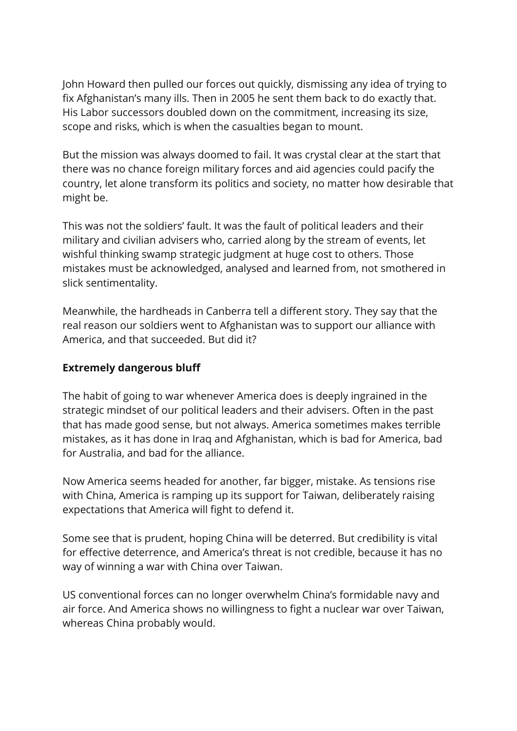John Howard then pulled our forces out quickly, dismissing any idea of trying to fix Afghanistan's many ills. Then in 2005 he sent them back to do exactly that. His Labor successors doubled down on the commitment, increasing its size, scope and risks, which is when the casualties began to mount.

But the mission was always doomed to fail. It was crystal clear at the start that there was no chance foreign military forces and aid agencies could pacify the country, let alone transform its politics and society, no matter how desirable that might be.

This was not the soldiers' fault. It was the fault of political leaders and their military and civilian advisers who, carried along by the stream of events, let wishful thinking swamp strategic judgment at huge cost to others. Those mistakes must be acknowledged, analysed and learned from, not smothered in slick sentimentality.

Meanwhile, the hardheads in Canberra tell a different story. They say that the real reason our soldiers went to Afghanistan was to support our alliance with America, and that succeeded. But did it?

**Extremely dangerous bluff**

The habit of going to war whenever America does is deeply ingrained in the strategic mindset of our political leaders and their advisers. Often in the past that has made good sense, but not always. America sometimes makes terrible mistakes, as it has done in Iraq and Afghanistan, which is bad for America, bad for Australia, and bad for the alliance.

Now America seems headed for another, far bigger, mistake. As tensions rise with China, America is ramping up its support for Taiwan, deliberately raising expectations that America will fight to defend it.

Some see that is prudent, hoping China will be deterred. But credibility is vital for effective deterrence, and America's threat is not credible, because it has no way of winning a war with China over Taiwan.

US conventional forces can no longer overwhelm China's formidable navy and air force. And America shows no willingness to fight a nuclear war over Taiwan, whereas China probably would.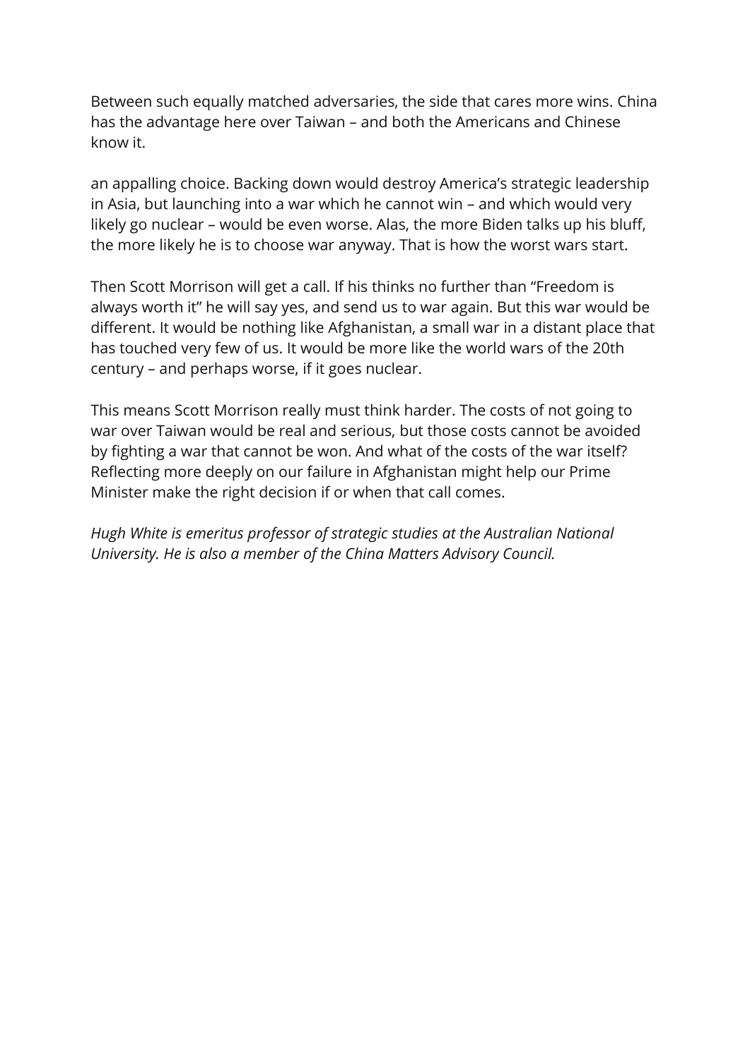Between such equally matched adversaries, the side that cares more wins. China has the advantage here over Taiwan – and both the Americans and Chinese know it.

an appalling choice. Backing down would destroy America's strategic leadership in Asia, but launching into a war which he cannot win – and which would very likely go nuclear – would be even worse. Alas, the more Biden talks up his bluff, the more likely he is to choose war anyway. That is how the worst wars start.

Then Scott Morrison will get a call. If his thinks no further than "Freedom is always worth it" he will say yes, and send us to war again. But this war would be different. It would be nothing like Afghanistan, a small war in a distant place that has touched very few of us. It would be more like the world wars of the 20th century – and perhaps worse, if it goes nuclear.

This means Scott Morrison really must think harder. The costs of not going to war over Taiwan would be real and serious, but those costs cannot be avoided by fighting a war that cannot be won. And what of the costs of the war itself? Reflecting more deeply on our failure in Afghanistan might help our Prime Minister make the right decision if or when that call comes.

*Hugh White is emeritus professor of strategic studies at the Australian National University. He is also a member of the China Matters Advisory Council.*